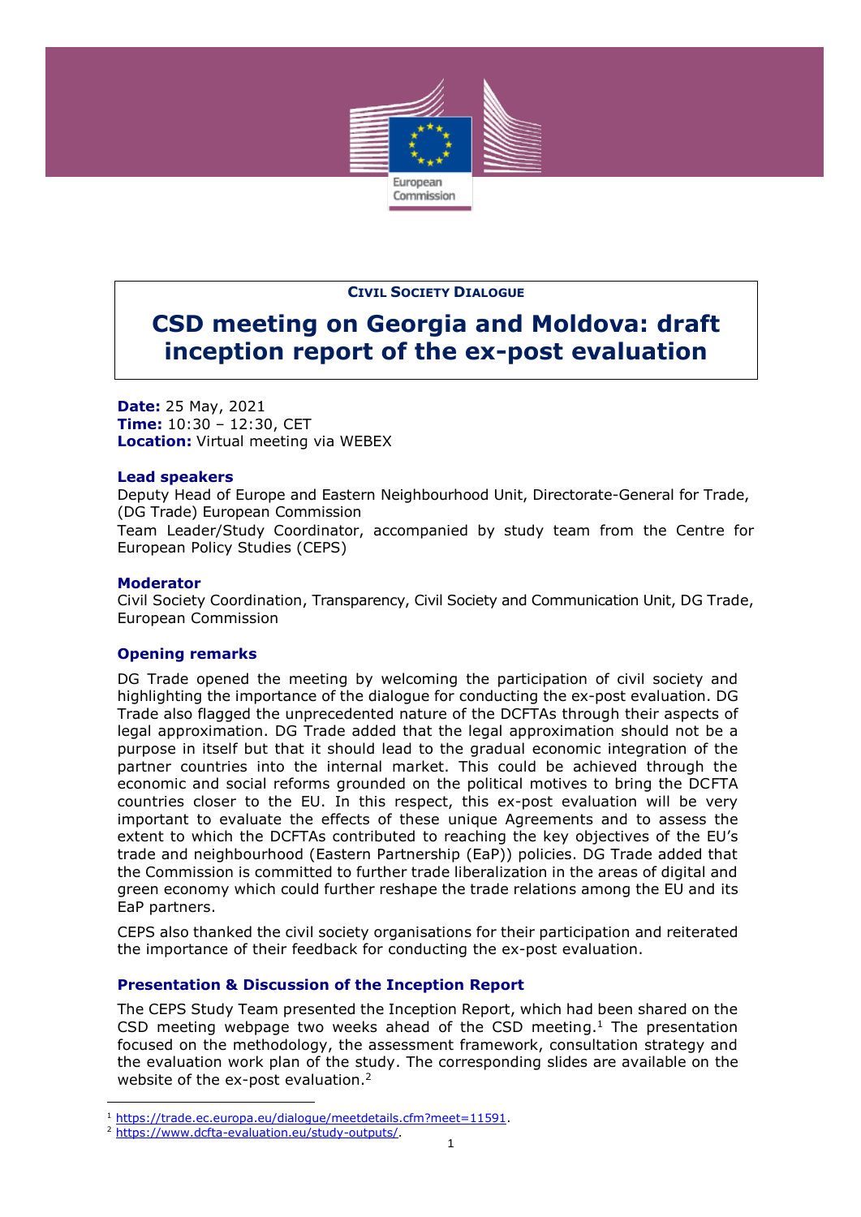**Civil Society Dialogue**

# CSD meeting on Georgia and Moldova: draft inception report of the ex-post evaluation

**Date:** 25 May, 2021
**Time:** 10:30 – 12:30, CET
**Location:** Virtual meeting via WEBEX

### Lead speakers

Deputy Head of Europe and Eastern Neighbourhood Unit, Directorate-General for Trade, (DG Trade) European Commission

Team Leader/Study Coordinator, accompanied by study team from the Centre for European Policy Studies (CEPS)

### Moderator

Civil Society Coordination, Transparency, Civil Society and Communication Unit, DG Trade, European Commission

### Opening remarks

DG Trade opened the meeting by welcoming the participation of civil society and highlighting the importance of the dialogue for conducting the ex-post evaluation. DG Trade also flagged the unprecedented nature of the DCFTAs through their aspects of legal approximation. DG Trade added that the legal approximation should not be a purpose in itself but that it should lead to the gradual economic integration of the partner countries into the internal market. This could be achieved through the economic and social reforms grounded on the political motives to bring the DCFTA countries closer to the EU. In this respect, this ex-post evaluation will be very important to evaluate the effects of these unique Agreements and to assess the extent to which the DCFTAs contributed to reaching the key objectives of the EU's trade and neighbourhood (Eastern Partnership (EaP)) policies. DG Trade added that the Commission is committed to further trade liberalization in the areas of digital and green economy which could further reshape the trade relations among the EU and its EaP partners.

CEPS also thanked the civil society organisations for their participation and reiterated the importance of their feedback for conducting the ex-post evaluation.

### Presentation & Discussion of the Inception Report

The CEPS Study Team presented the Inception Report, which had been shared on the CSD meeting webpage two weeks ahead of the CSD meeting.[1] The presentation focused on the methodology, the assessment framework, consultation strategy and the evaluation work plan of the study. The corresponding slides are available on the website of the ex-post evaluation.[2]

[1] https://trade.ec.europa.eu/dialogue/meetdetails.cfm?meet=11591.

[2] https://www.dcfta-evaluation.eu/study-outputs/.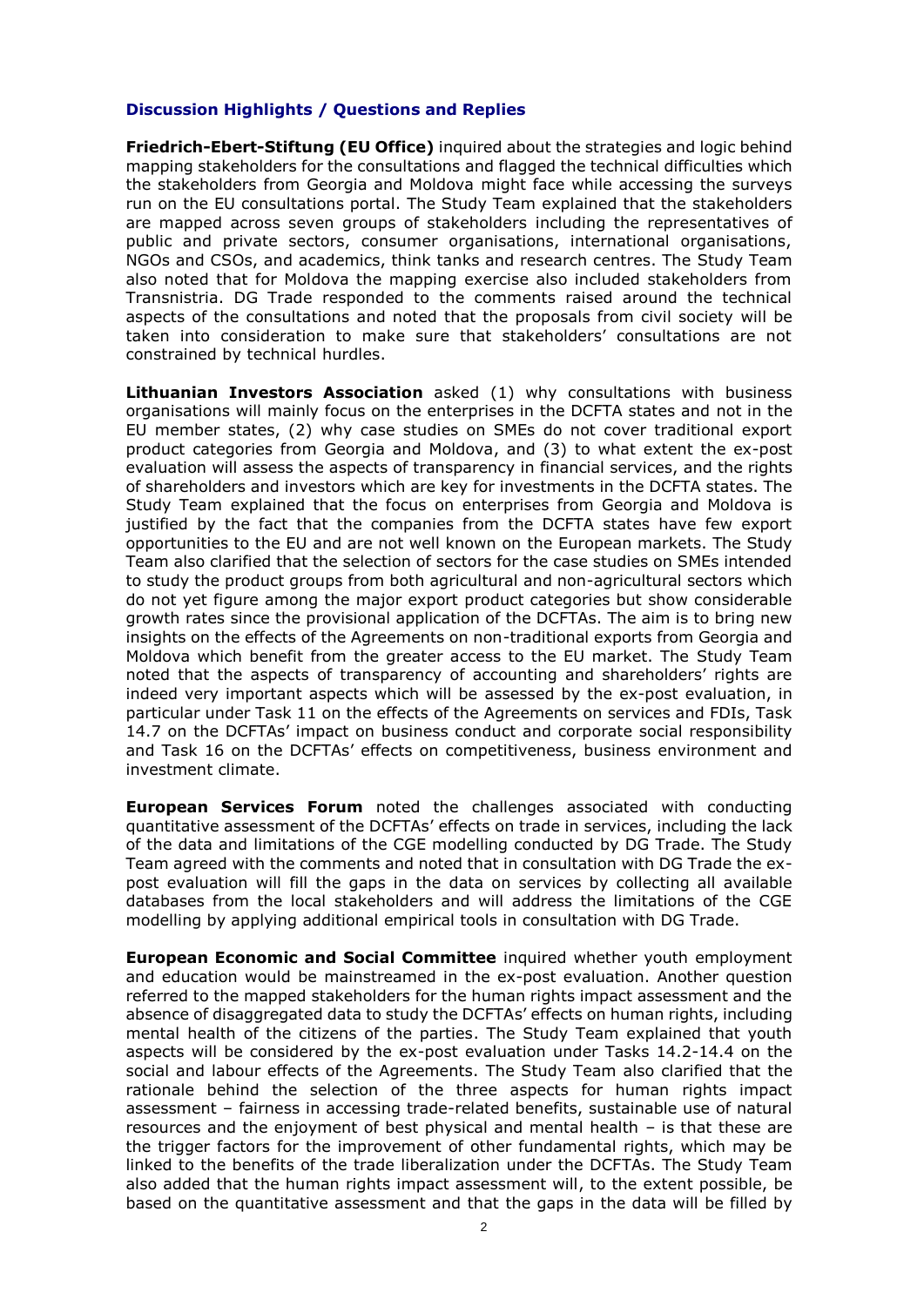### Discussion Highlights / Questions and Replies

**Friedrich-Ebert-Stiftung (EU Office)** inquired about the strategies and logic behind mapping stakeholders for the consultations and flagged the technical difficulties which the stakeholders from Georgia and Moldova might face while accessing the surveys run on the EU consultations portal. The Study Team explained that the stakeholders are mapped across seven groups of stakeholders including the representatives of public and private sectors, consumer organisations, international organisations, NGOs and CSOs, and academics, think tanks and research centres. The Study Team also noted that for Moldova the mapping exercise also included stakeholders from Transnistria. DG Trade responded to the comments raised around the technical aspects of the consultations and noted that the proposals from civil society will be taken into consideration to make sure that stakeholders' consultations are not constrained by technical hurdles.

**Lithuanian Investors Association** asked (1) why consultations with business organisations will mainly focus on the enterprises in the DCFTA states and not in the EU member states, (2) why case studies on SMEs do not cover traditional export product categories from Georgia and Moldova, and (3) to what extent the ex-post evaluation will assess the aspects of transparency in financial services, and the rights of shareholders and investors which are key for investments in the DCFTA states. The Study Team explained that the focus on enterprises from Georgia and Moldova is justified by the fact that the companies from the DCFTA states have few export opportunities to the EU and are not well known on the European markets. The Study Team also clarified that the selection of sectors for the case studies on SMEs intended to study the product groups from both agricultural and non-agricultural sectors which do not yet figure among the major export product categories but show considerable growth rates since the provisional application of the DCFTAs. The aim is to bring new insights on the effects of the Agreements on non-traditional exports from Georgia and Moldova which benefit from the greater access to the EU market. The Study Team noted that the aspects of transparency of accounting and shareholders' rights are indeed very important aspects which will be assessed by the ex-post evaluation, in particular under Task 11 on the effects of the Agreements on services and FDIs, Task 14.7 on the DCFTAs' impact on business conduct and corporate social responsibility and Task 16 on the DCFTAs' effects on competitiveness, business environment and investment climate.

**European Services Forum** noted the challenges associated with conducting quantitative assessment of the DCFTAs' effects on trade in services, including the lack of the data and limitations of the CGE modelling conducted by DG Trade. The Study Team agreed with the comments and noted that in consultation with DG Trade the ex-post evaluation will fill the gaps in the data on services by collecting all available databases from the local stakeholders and will address the limitations of the CGE modelling by applying additional empirical tools in consultation with DG Trade.

**European Economic and Social Committee** inquired whether youth employment and education would be mainstreamed in the ex-post evaluation. Another question referred to the mapped stakeholders for the human rights impact assessment and the absence of disaggregated data to study the DCFTAs' effects on human rights, including mental health of the citizens of the parties. The Study Team explained that youth aspects will be considered by the ex-post evaluation under Tasks 14.2-14.4 on the social and labour effects of the Agreements. The Study Team also clarified that the rationale behind the selection of the three aspects for human rights impact assessment – fairness in accessing trade-related benefits, sustainable use of natural resources and the enjoyment of best physical and mental health – is that these are the trigger factors for the improvement of other fundamental rights, which may be linked to the benefits of the trade liberalization under the DCFTAs. The Study Team also added that the human rights impact assessment will, to the extent possible, be based on the quantitative assessment and that the gaps in the data will be filled by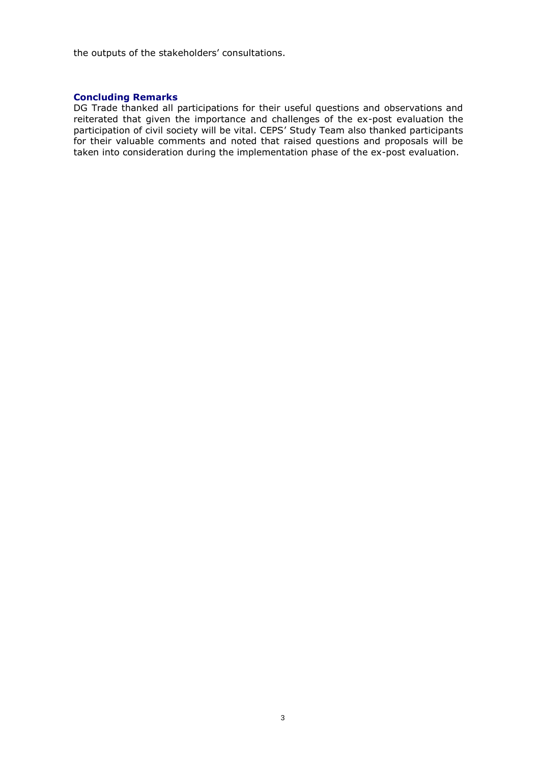the outputs of the stakeholders' consultations.

## Concluding Remarks

DG Trade thanked all participations for their useful questions and observations and reiterated that given the importance and challenges of the ex-post evaluation the participation of civil society will be vital. CEPS' Study Team also thanked participants for their valuable comments and noted that raised questions and proposals will be taken into consideration during the implementation phase of the ex-post evaluation.